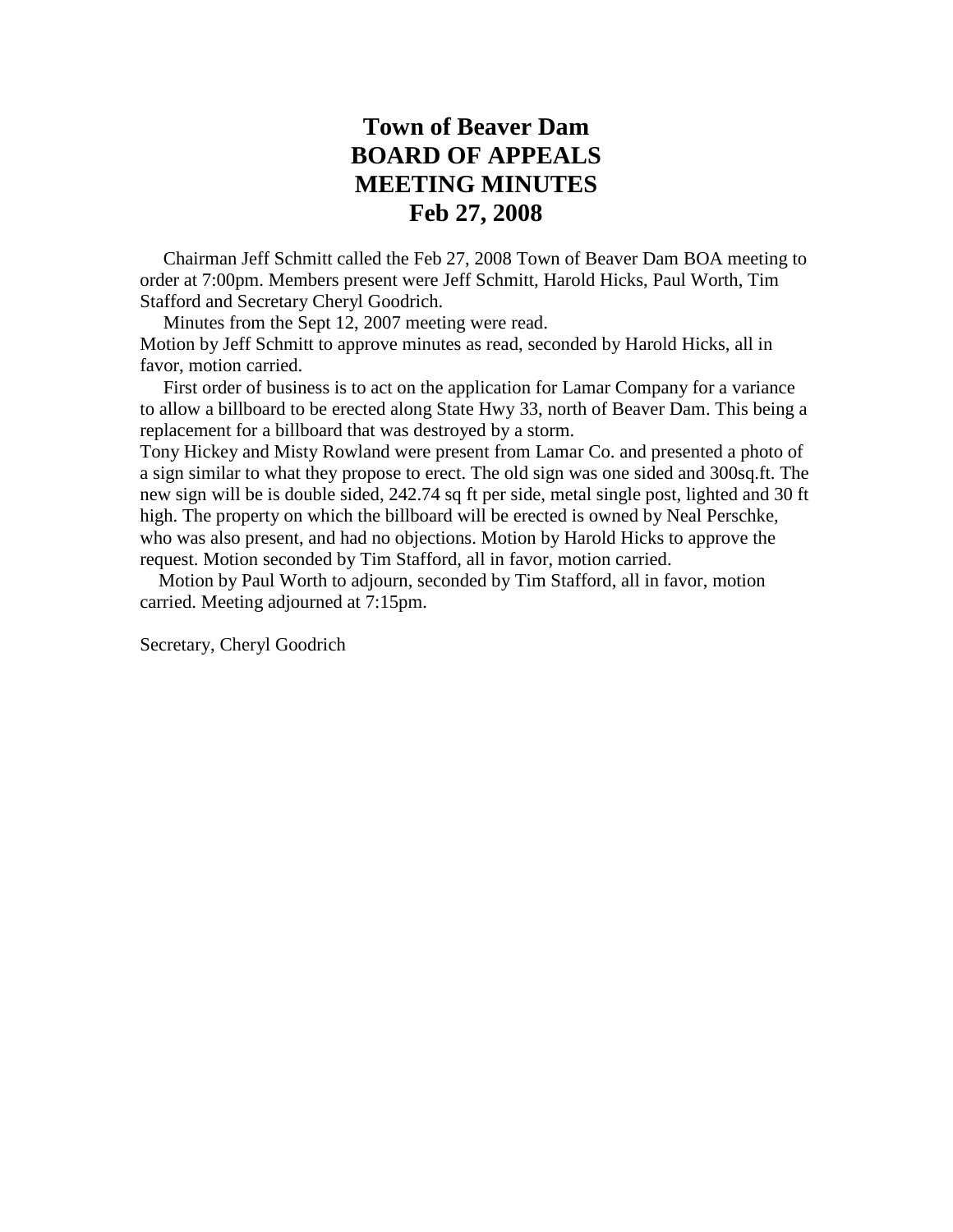# Town of Beaver Dam
# BOARD OF APPEALS
# MEETING MINUTES
# Feb 27, 2008

Chairman Jeff Schmitt called the Feb 27, 2008 Town of Beaver Dam BOA meeting to order at 7:00pm. Members present were Jeff Schmitt, Harold Hicks, Paul Worth, Tim Stafford and Secretary Cheryl Goodrich.

Minutes from the Sept 12, 2007 meeting were read.

Motion by Jeff Schmitt to approve minutes as read, seconded by Harold Hicks, all in favor, motion carried.

First order of business is to act on the application for Lamar Company for a variance to allow a billboard to be erected along State Hwy 33, north of Beaver Dam. This being a replacement for a billboard that was destroyed by a storm.

Tony Hickey and Misty Rowland were present from Lamar Co. and presented a photo of a sign similar to what they propose to erect. The old sign was one sided and 300sq.ft. The new sign will be is double sided, 242.74 sq ft per side, metal single post, lighted and 30 ft high. The property on which the billboard will be erected is owned by Neal Perschke, who was also present, and had no objections. Motion by Harold Hicks to approve the request. Motion seconded by Tim Stafford, all in favor, motion carried.

Motion by Paul Worth to adjourn, seconded by Tim Stafford, all in favor, motion carried. Meeting adjourned at 7:15pm.

Secretary, Cheryl Goodrich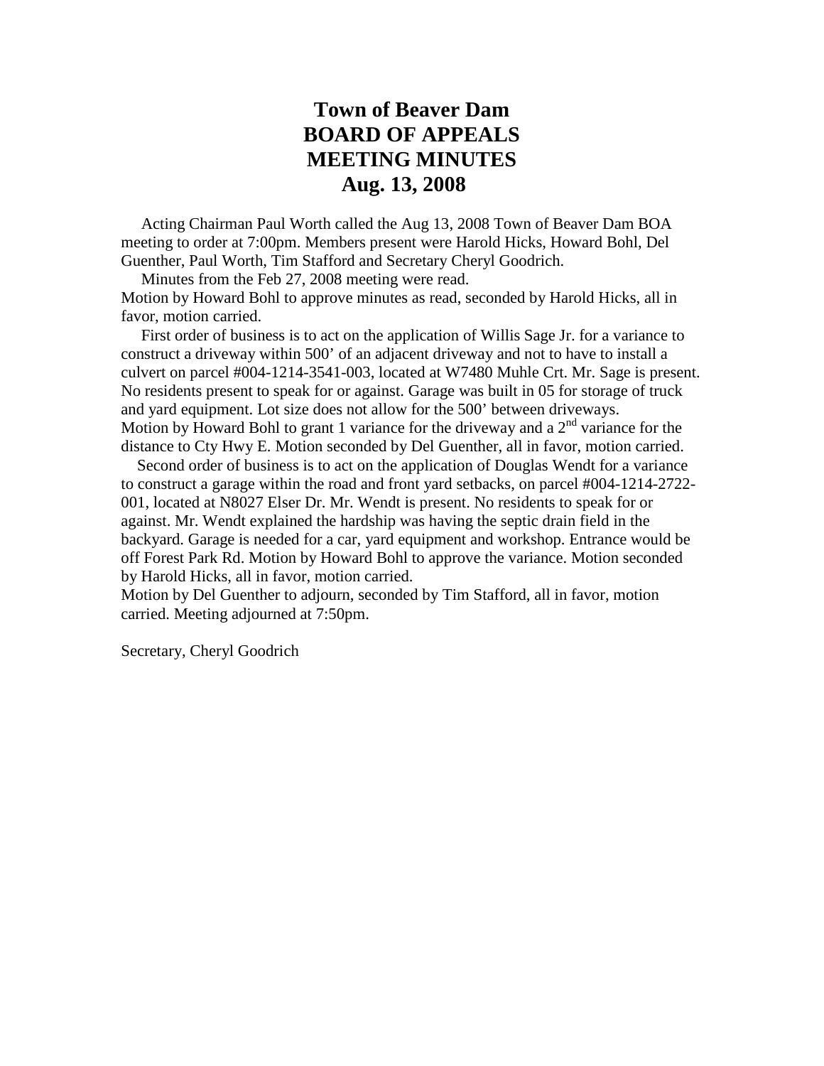# Town of Beaver Dam
# BOARD OF APPEALS
# MEETING MINUTES
# Aug. 13, 2008

Acting Chairman Paul Worth called the Aug 13, 2008 Town of Beaver Dam BOA meeting to order at 7:00pm. Members present were Harold Hicks, Howard Bohl, Del Guenther, Paul Worth, Tim Stafford and Secretary Cheryl Goodrich.

Minutes from the Feb 27, 2008 meeting were read.

Motion by Howard Bohl to approve minutes as read, seconded by Harold Hicks, all in favor, motion carried.

First order of business is to act on the application of Willis Sage Jr. for a variance to construct a driveway within 500' of an adjacent driveway and not to have to install a culvert on parcel #004-1214-3541-003, located at W7480 Muhle Crt. Mr. Sage is present. No residents present to speak for or against. Garage was built in 05 for storage of truck and yard equipment. Lot size does not allow for the 500' between driveways.

Motion by Howard Bohl to grant 1 variance for the driveway and a 2nd variance for the distance to Cty Hwy E. Motion seconded by Del Guenther, all in favor, motion carried.

Second order of business is to act on the application of Douglas Wendt for a variance to construct a garage within the road and front yard setbacks, on parcel #004-1214-2722-001, located at N8027 Elser Dr. Mr. Wendt is present. No residents to speak for or against. Mr. Wendt explained the hardship was having the septic drain field in the backyard. Garage is needed for a car, yard equipment and workshop. Entrance would be off Forest Park Rd. Motion by Howard Bohl to approve the variance. Motion seconded by Harold Hicks, all in favor, motion carried.

Motion by Del Guenther to adjourn, seconded by Tim Stafford, all in favor, motion carried. Meeting adjourned at 7:50pm.

Secretary, Cheryl Goodrich